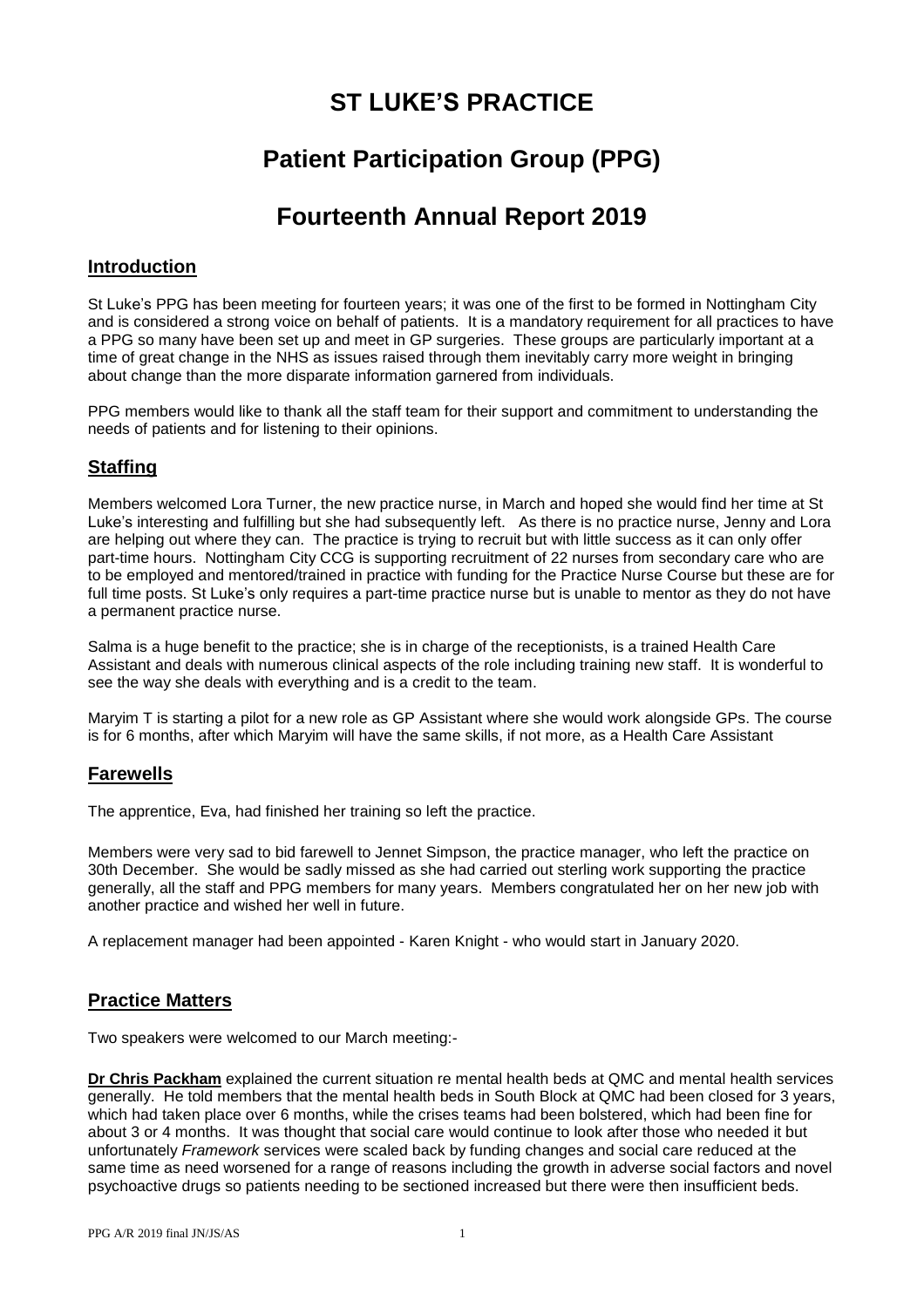# ST LUKE'S PRACTICE

# Patient Participation Group (PPG)

# Fourteenth Annual Report 2019

## Introduction

St Luke's PPG has been meeting for fourteen years; it was one of the first to be formed in Nottingham City and is considered a strong voice on behalf of patients. It is a mandatory requirement for all practices to have a PPG so many have been set up and meet in GP surgeries. These groups are particularly important at a time of great change in the NHS as issues raised through them inevitably carry more weight in bringing about change than the more disparate information garnered from individuals.

PPG members would like to thank all the staff team for their support and commitment to understanding the needs of patients and for listening to their opinions.

## Staffing

Members welcomed Lora Turner, the new practice nurse, in March and hoped she would find her time at St Luke's interesting and fulfilling but she had subsequently left. As there is no practice nurse, Jenny and Lora are helping out where they can. The practice is trying to recruit but with little success as it can only offer part-time hours. Nottingham City CCG is supporting recruitment of 22 nurses from secondary care who are to be employed and mentored/trained in practice with funding for the Practice Nurse Course but these are for full time posts. St Luke's only requires a part-time practice nurse but is unable to mentor as they do not have a permanent practice nurse.

Salma is a huge benefit to the practice; she is in charge of the receptionists, is a trained Health Care Assistant and deals with numerous clinical aspects of the role including training new staff. It is wonderful to see the way she deals with everything and is a credit to the team.

Maryim T is starting a pilot for a new role as GP Assistant where she would work alongside GPs. The course is for 6 months, after which Maryim will have the same skills, if not more, as a Health Care Assistant

## Farewells

The apprentice, Eva, had finished her training so left the practice.

Members were very sad to bid farewell to Jennet Simpson, the practice manager, who left the practice on 30th December. She would be sadly missed as she had carried out sterling work supporting the practice generally, all the staff and PPG members for many years. Members congratulated her on her new job with another practice and wished her well in future.

A replacement manager had been appointed - Karen Knight - who would start in January 2020.

## Practice Matters

Two speakers were welcomed to our March meeting:-

**Dr Chris Packham** explained the current situation re mental health beds at QMC and mental health services generally. He told members that the mental health beds in South Block at QMC had been closed for 3 years, which had taken place over 6 months, while the crises teams had been bolstered, which had been fine for about 3 or 4 months. It was thought that social care would continue to look after those who needed it but unfortunately *Framework* services were scaled back by funding changes and social care reduced at the same time as need worsened for a range of reasons including the growth in adverse social factors and novel psychoactive drugs so patients needing to be sectioned increased but there were then insufficient beds.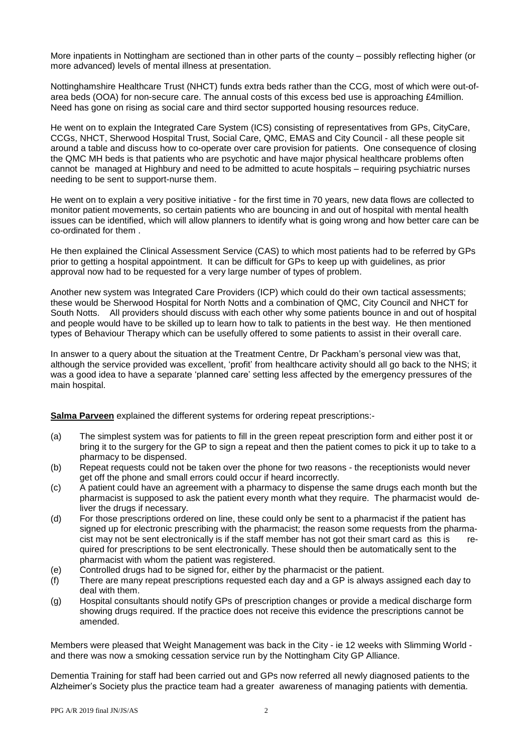More inpatients in Nottingham are sectioned than in other parts of the county – possibly reflecting higher (or more advanced) levels of mental illness at presentation.

Nottinghamshire Healthcare Trust (NHCT) funds extra beds rather than the CCG, most of which were out-of-area beds (OOA) for non-secure care. The annual costs of this excess bed use is approaching £4million. Need has gone on rising as social care and third sector supported housing resources reduce.

He went on to explain the Integrated Care System (ICS) consisting of representatives from GPs, CityCare, CCGs, NHCT, Sherwood Hospital Trust, Social Care, QMC, EMAS and City Council - all these people sit around a table and discuss how to co-operate over care provision for patients. One consequence of closing the QMC MH beds is that patients who are psychotic and have major physical healthcare problems often cannot be managed at Highbury and need to be admitted to acute hospitals – requiring psychiatric nurses needing to be sent to support-nurse them.

He went on to explain a very positive initiative - for the first time in 70 years, new data flows are collected to monitor patient movements, so certain patients who are bouncing in and out of hospital with mental health issues can be identified, which will allow planners to identify what is going wrong and how better care can be co-ordinated for them .

He then explained the Clinical Assessment Service (CAS) to which most patients had to be referred by GPs prior to getting a hospital appointment. It can be difficult for GPs to keep up with guidelines, as prior approval now had to be requested for a very large number of types of problem.

Another new system was Integrated Care Providers (ICP) which could do their own tactical assessments; these would be Sherwood Hospital for North Notts and a combination of QMC, City Council and NHCT for South Notts. All providers should discuss with each other why some patients bounce in and out of hospital and people would have to be skilled up to learn how to talk to patients in the best way. He then mentioned types of Behaviour Therapy which can be usefully offered to some patients to assist in their overall care.

In answer to a query about the situation at the Treatment Centre, Dr Packham's personal view was that, although the service provided was excellent, 'profit' from healthcare activity should all go back to the NHS; it was a good idea to have a separate 'planned care' setting less affected by the emergency pressures of the main hospital.

**Salma Parveen** explained the different systems for ordering repeat prescriptions:-

(a) The simplest system was for patients to fill in the green repeat prescription form and either post it or bring it to the surgery for the GP to sign a repeat and then the patient comes to pick it up to take to a pharmacy to be dispensed.

(b) Repeat requests could not be taken over the phone for two reasons - the receptionists would never get off the phone and small errors could occur if heard incorrectly.

(c) A patient could have an agreement with a pharmacy to dispense the same drugs each month but the pharmacist is supposed to ask the patient every month what they require. The pharmacist would deliver the drugs if necessary.

(d) For those prescriptions ordered on line, these could only be sent to a pharmacist if the patient has signed up for electronic prescribing with the pharmacist; the reason some requests from the pharmacist may not be sent electronically is if the staff member has not got their smart card as this is required for prescriptions to be sent electronically. These should then be automatically sent to the pharmacist with whom the patient was registered.

(e) Controlled drugs had to be signed for, either by the pharmacist or the patient.

(f) There are many repeat prescriptions requested each day and a GP is always assigned each day to deal with them.

(g) Hospital consultants should notify GPs of prescription changes or provide a medical discharge form showing drugs required. If the practice does not receive this evidence the prescriptions cannot be amended.

Members were pleased that Weight Management was back in the City - ie 12 weeks with Slimming World - and there was now a smoking cessation service run by the Nottingham City GP Alliance.

Dementia Training for staff had been carried out and GPs now referred all newly diagnosed patients to the Alzheimer's Society plus the practice team had a greater awareness of managing patients with dementia.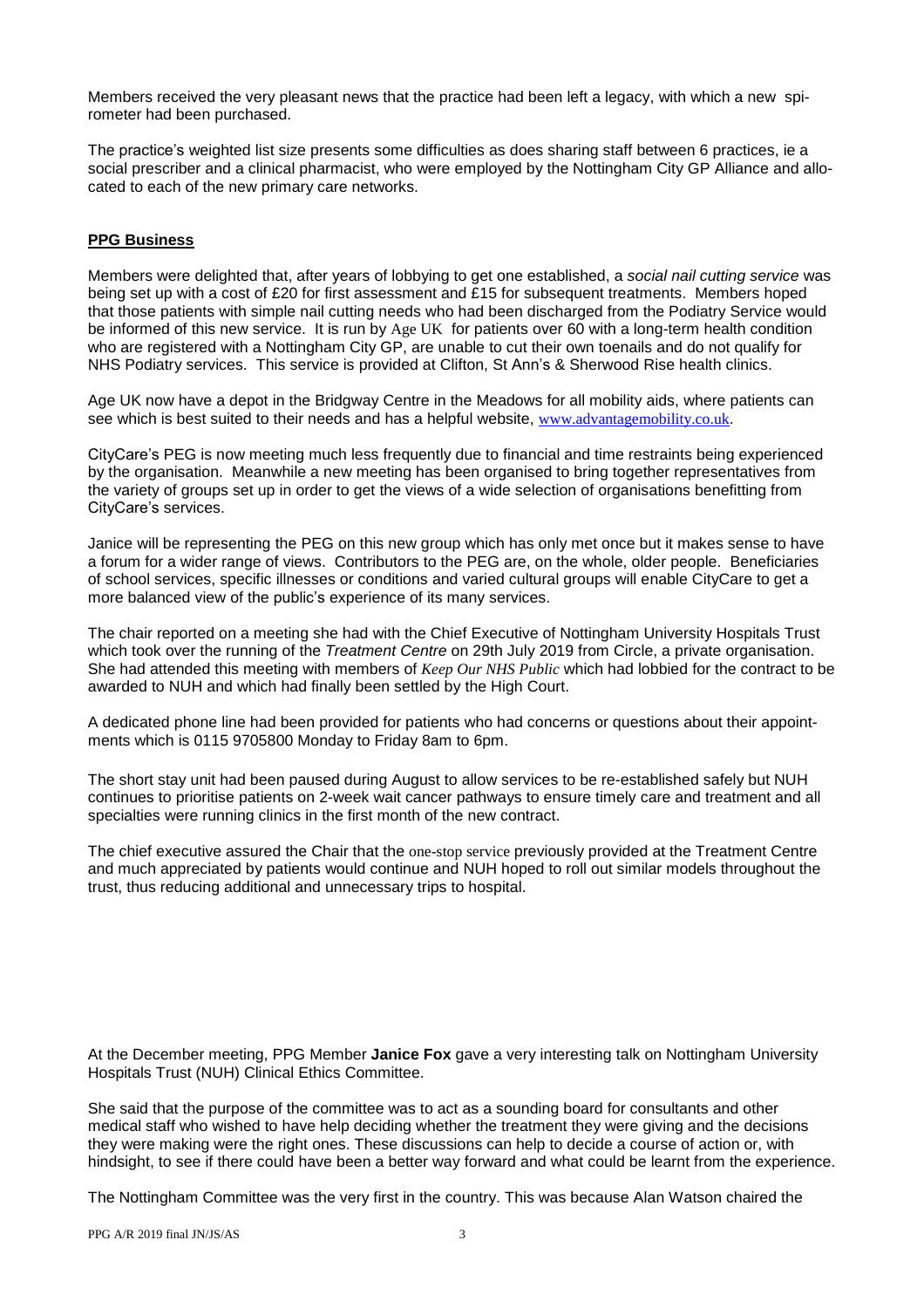Members received the very pleasant news that the practice had been left a legacy, with which a new spirometer had been purchased.

The practice's weighted list size presents some difficulties as does sharing staff between 6 practices, ie a social prescriber and a clinical pharmacist, who were employed by the Nottingham City GP Alliance and allocated to each of the new primary care networks.

## **PPG Business**

Members were delighted that, after years of lobbying to get one established, a *social nail cutting service* was being set up with a cost of £20 for first assessment and £15 for subsequent treatments. Members hoped that those patients with simple nail cutting needs who had been discharged from the Podiatry Service would be informed of this new service. It is run by Age UK for patients over 60 with a long-term health condition who are registered with a Nottingham City GP, are unable to cut their own toenails and do not qualify for NHS Podiatry services. This service is provided at Clifton, St Ann's & Sherwood Rise health clinics.

Age UK now have a depot in the Bridgway Centre in the Meadows for all mobility aids, where patients can see which is best suited to their needs and has a helpful website, www.advantagemobility.co.uk.

CityCare's PEG is now meeting much less frequently due to financial and time restraints being experienced by the organisation. Meanwhile a new meeting has been organised to bring together representatives from the variety of groups set up in order to get the views of a wide selection of organisations benefitting from CityCare's services.

Janice will be representing the PEG on this new group which has only met once but it makes sense to have a forum for a wider range of views. Contributors to the PEG are, on the whole, older people. Beneficiaries of school services, specific illnesses or conditions and varied cultural groups will enable CityCare to get a more balanced view of the public's experience of its many services.

The chair reported on a meeting she had with the Chief Executive of Nottingham University Hospitals Trust which took over the running of the *Treatment Centre* on 29th July 2019 from Circle, a private organisation. She had attended this meeting with members of *Keep Our NHS Public* which had lobbied for the contract to be awarded to NUH and which had finally been settled by the High Court.

A dedicated phone line had been provided for patients who had concerns or questions about their appointments which is 0115 9705800 Monday to Friday 8am to 6pm.

The short stay unit had been paused during August to allow services to be re-established safely but NUH continues to prioritise patients on 2-week wait cancer pathways to ensure timely care and treatment and all specialties were running clinics in the first month of the new contract.

The chief executive assured the Chair that the one-stop service previously provided at the Treatment Centre and much appreciated by patients would continue and NUH hoped to roll out similar models throughout the trust, thus reducing additional and unnecessary trips to hospital.

At the December meeting, PPG Member **Janice Fox** gave a very interesting talk on Nottingham University Hospitals Trust (NUH) Clinical Ethics Committee.

She said that the purpose of the committee was to act as a sounding board for consultants and other medical staff who wished to have help deciding whether the treatment they were giving and the decisions they were making were the right ones. These discussions can help to decide a course of action or, with hindsight, to see if there could have been a better way forward and what could be learnt from the experience.

The Nottingham Committee was the very first in the country. This was because Alan Watson chaired the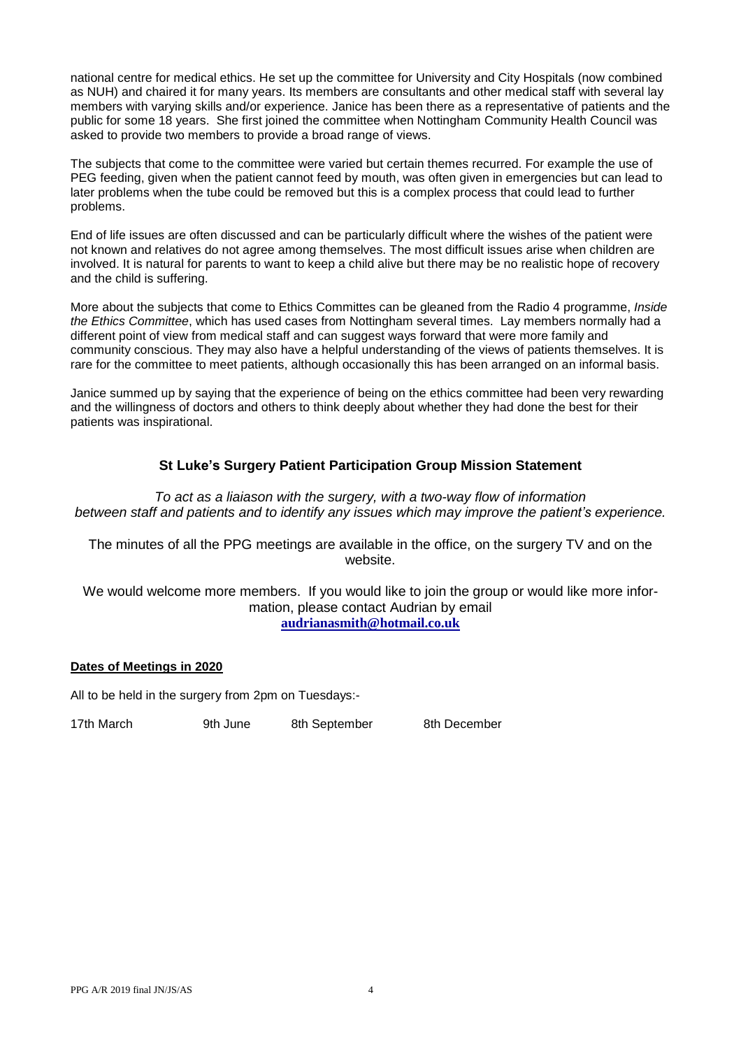national centre for medical ethics. He set up the committee for University and City Hospitals (now combined as NUH) and chaired it for many years. Its members are consultants and other medical staff with several lay members with varying skills and/or experience. Janice has been there as a representative of patients and the public for some 18 years. She first joined the committee when Nottingham Community Health Council was asked to provide two members to provide a broad range of views.

The subjects that come to the committee were varied but certain themes recurred. For example the use of PEG feeding, given when the patient cannot feed by mouth, was often given in emergencies but can lead to later problems when the tube could be removed but this is a complex process that could lead to further problems.

End of life issues are often discussed and can be particularly difficult where the wishes of the patient were not known and relatives do not agree among themselves. The most difficult issues arise when children are involved. It is natural for parents to want to keep a child alive but there may be no realistic hope of recovery and the child is suffering.

More about the subjects that come to Ethics Committes can be gleaned from the Radio 4 programme, *Inside the Ethics Committee*, which has used cases from Nottingham several times. Lay members normally had a different point of view from medical staff and can suggest ways forward that were more family and community conscious. They may also have a helpful understanding of the views of patients themselves. It is rare for the committee to meet patients, although occasionally this has been arranged on an informal basis.

Janice summed up by saying that the experience of being on the ethics committee had been very rewarding and the willingness of doctors and others to think deeply about whether they had done the best for their patients was inspirational.

## St Luke's Surgery Patient Participation Group Mission Statement

*To act as a liaiason with the surgery, with a two-way flow of information between staff and patients and to identify any issues which may improve the patient's experience.*

The minutes of all the PPG meetings are available in the office, on the surgery TV and on the website.

We would welcome more members. If you would like to join the group or would like more information, please contact Audrian by email **audrianasmith@hotmail.co.uk**

**Dates of Meetings in 2020**

All to be held in the surgery from 2pm on Tuesdays:-

17th March 9th June 8th September 8th December